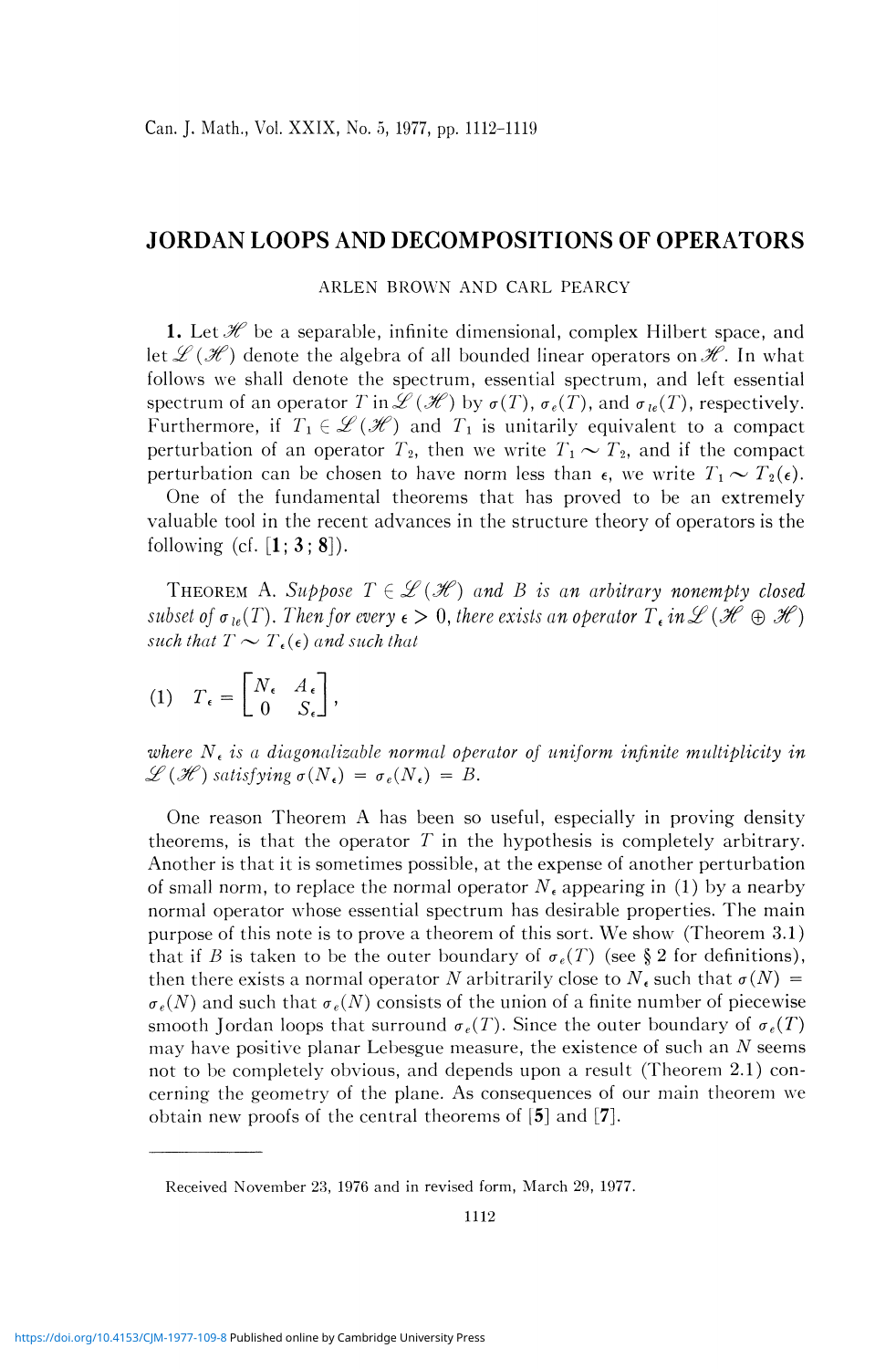# JORDAN LOOPS AND DECOMPOSITIONS OF OPERATORS

ARLEN BROWN AND CARL PEARCY

**1.** Let $\mathcal{H}$ be a separable, infinite dimensional, complex Hilbert space, and let $\mathcal{L}(\mathcal{H})$ denote the algebra of all bounded linear operators on $\mathcal{H}$. In what follows we shall denote the spectrum, essential spectrum, and left essential spectrum of an operator $T$ in $\mathcal{L}(\mathcal{H})$ by $\sigma(T)$, $\sigma_e(T)$, and $\sigma_{le}(T)$, respectively. Furthermore, if $T_1 \in \mathcal{L}(\mathcal{H})$ and $T_1$ is unitarily equivalent to a compact perturbation of an operator $T_2$, then we write $T_1 \sim T_2$, and if the compact perturbation can be chosen to have norm less than $\epsilon$, we write $T_1 \sim T_2(\epsilon)$.

One of the fundamental theorems that has proved to be an extremely valuable tool in the recent advances in the structure theory of operators is the following (cf. [**1**; **3**; **8**]).

THEOREM A. *Suppose $T \in \mathcal{L}(\mathcal{H})$ and $B$ is an arbitrary nonempty closed subset of $\sigma_{le}(T)$. Then for every $\epsilon > 0$, there exists an operator $T_\epsilon$ in $\mathcal{L}(\mathcal{H} \oplus \mathcal{H})$ such that $T \sim T_\epsilon(\epsilon)$ and such that*

$$(1) \quad T_\epsilon = \begin{bmatrix} N_\epsilon & A_\epsilon \\ 0 & S_\epsilon \end{bmatrix},$$

*where $N_\epsilon$ is a diagonalizable normal operator of uniform infinite multiplicity in $\mathcal{L}(\mathcal{H})$ satisfying $\sigma(N_\epsilon) = \sigma_e(N_\epsilon) = B$.*

One reason Theorem A has been so useful, especially in proving density theorems, is that the operator $T$ in the hypothesis is completely arbitrary. Another is that it is sometimes possible, at the expense of another perturbation of small norm, to replace the normal operator $N_\epsilon$ appearing in (1) by a nearby normal operator whose essential spectrum has desirable properties. The main purpose of this note is to prove a theorem of this sort. We show (Theorem 3.1) that if $B$ is taken to be the outer boundary of $\sigma_e(T)$ (see § 2 for definitions), then there exists a normal operator $N$ arbitrarily close to $N_\epsilon$ such that $\sigma(N) = \sigma_e(N)$ and such that $\sigma_e(N)$ consists of the union of a finite number of piecewise smooth Jordan loops that surround $\sigma_e(T)$. Since the outer boundary of $\sigma_e(T)$ may have positive planar Lebesgue measure, the existence of such an $N$ seems not to be completely obvious, and depends upon a result (Theorem 2.1) concerning the geometry of the plane. As consequences of our main theorem we obtain new proofs of the central theorems of [**5**] and [**7**].

Received November 23, 1976 and in revised form, March 29, 1977.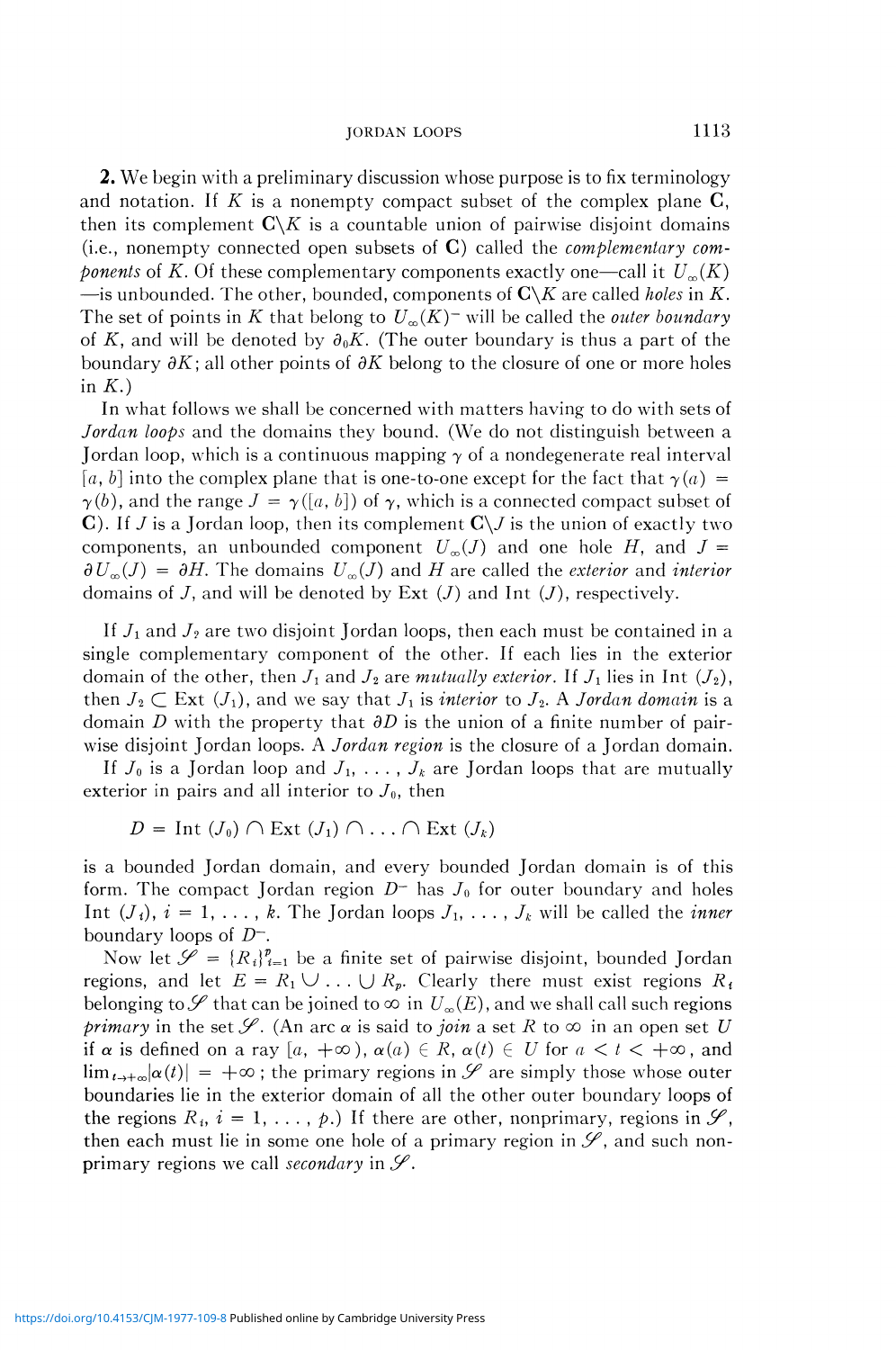**2.** We begin with a preliminary discussion whose purpose is to fix terminology and notation. If $K$ is a nonempty compact subset of the complex plane $\mathbf{C}$, then its complement $\mathbf{C}\backslash K$ is a countable union of pairwise disjoint domains (i.e., nonempty connected open subsets of $\mathbf{C}$) called the *complementary components* of $K$. Of these complementary components exactly one—call it $U_\infty(K)$—is unbounded. The other, bounded, components of $\mathbf{C}\backslash K$ are called *holes* in $K$. The set of points in $K$ that belong to $U_\infty(K)^-$ will be called the *outer boundary* of $K$, and will be denoted by $\partial_0 K$. (The outer boundary is thus a part of the boundary $\partial K$; all other points of $\partial K$ belong to the closure of one or more holes in $K$.)

In what follows we shall be concerned with matters having to do with sets of *Jordan loops* and the domains they bound. (We do not distinguish between a Jordan loop, which is a continuous mapping $\gamma$ of a nondegenerate real interval $[a, b]$ into the complex plane that is one-to-one except for the fact that $\gamma(a) = \gamma(b)$, and the range $J = \gamma([a, b])$ of $\gamma$, which is a connected compact subset of $\mathbf{C}$). If $J$ is a Jordan loop, then its complement $\mathbf{C}\backslash J$ is the union of exactly two components, an unbounded component $U_\infty(J)$ and one hole $H$, and $J = \partial U_\infty(J) = \partial H$. The domains $U_\infty(J)$ and $H$ are called the *exterior* and *interior* domains of $J$, and will be denoted by Ext $(J)$ and Int $(J)$, respectively.

If $J_1$ and $J_2$ are two disjoint Jordan loops, then each must be contained in a single complementary component of the other. If each lies in the exterior domain of the other, then $J_1$ and $J_2$ are *mutually exterior*. If $J_1$ lies in Int $(J_2)$, then $J_2 \subset$ Ext $(J_1)$, and we say that $J_1$ is *interior* to $J_2$. A *Jordan domain* is a domain $D$ with the property that $\partial D$ is the union of a finite number of pairwise disjoint Jordan loops. A *Jordan region* is the closure of a Jordan domain.

If $J_0$ is a Jordan loop and $J_1, \ldots, J_k$ are Jordan loops that are mutually exterior in pairs and all interior to $J_0$, then

$$D = \text{Int}(J_0) \cap \text{Ext}(J_1) \cap \ldots \cap \text{Ext}(J_k)$$

is a bounded Jordan domain, and every bounded Jordan domain is of this form. The compact Jordan region $D^-$ has $J_0$ for outer boundary and holes Int $(J_i)$, $i = 1, \ldots, k$. The Jordan loops $J_1, \ldots, J_k$ will be called the *inner* boundary loops of $D^-$.

Now let $\mathscr{S} = \{R_i\}_{i=1}^p$ be a finite set of pairwise disjoint, bounded Jordan regions, and let $E = R_1 \cup \ldots \cup R_p$. Clearly there must exist regions $R_i$ belonging to $\mathscr{S}$ that can be joined to $\infty$ in $U_\infty(E)$, and we shall call such regions *primary* in the set $\mathscr{S}$. (An arc $\alpha$ is said to *join* a set $R$ to $\infty$ in an open set $U$ if $\alpha$ is defined on a ray $[a, +\infty)$, $\alpha(a) \in R$, $\alpha(t) \in U$ for $a < t < +\infty$, and $\lim_{t\to+\infty}|\alpha(t)| = +\infty$; the primary regions in $\mathscr{S}$ are simply those whose outer boundaries lie in the exterior domain of all the other outer boundary loops of the regions $R_i$, $i = 1, \ldots, p$.) If there are other, nonprimary, regions in $\mathscr{S}$, then each must lie in some one hole of a primary region in $\mathscr{S}$, and such nonprimary regions we call *secondary* in $\mathscr{S}$.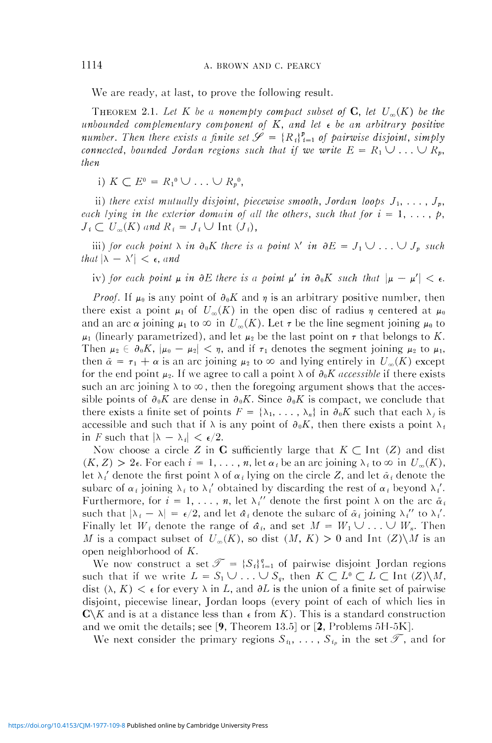We are ready, at last, to prove the following result.

THEOREM 2.1. *Let $K$ be a nonempty compact subset of $\mathbf{C}$, let $U_\infty(K)$ be the unbounded complementary component of $K$, and let $\epsilon$ be an arbitrary positive number. Then there exists a finite set $\mathscr{S} = \{R_i\}_{i=1}^p$ of pairwise disjoint, simply connected, bounded Jordan regions such that if we write $E = R_1 \cup \ldots \cup R_p$, then*

i) *$K \subset E^0 = R_1^0 \cup \ldots \cup R_p^0$,*

ii) *there exist mutually disjoint, piecewise smooth, Jordan loops $J_1, \ldots, J_p$, each lying in the exterior domain of all the others, such that for $i = 1, \ldots, p$, $J_i \subset U_\infty(K)$ and $R_i = J_i \cup \text{Int}(J_i)$,*

iii) *for each point $\lambda$ in $\partial_0 K$ there is a point $\lambda'$ in $\partial E = J_1 \cup \ldots \cup J_p$ such that $|\lambda - \lambda'| < \epsilon$, and*

iv) *for each point $\mu$ in $\partial E$ there is a point $\mu'$ in $\partial_0 K$ such that $|\mu - \mu'| < \epsilon$.*

*Proof.* If $\mu_0$ is any point of $\partial_0 K$ and $\eta$ is an arbitrary positive number, then there exist a point $\mu_1$ of $U_\infty(K)$ in the open disc of radius $\eta$ centered at $\mu_0$ and an arc $\alpha$ joining $\mu_1$ to $\infty$ in $U_\infty(K)$. Let $\tau$ be the line segment joining $\mu_0$ to $\mu_1$ (linearly parametrized), and let $\mu_2$ be the last point on $\tau$ that belongs to $K$. Then $\mu_2 \in \partial_0 K$, $|\mu_0 - \mu_2| < \eta$, and if $\tau_1$ denotes the segment joining $\mu_2$ to $\mu_1$, then $\tilde{\alpha} = \tau_1 + \alpha$ is an arc joining $\mu_2$ to $\infty$ and lying entirely in $U_\infty(K)$ except for the end point $\mu_2$. If we agree to call a point $\lambda$ of $\partial_0 K$ *accessible* if there exists such an arc joining $\lambda$ to $\infty$, then the foregoing argument shows that the accessible points of $\partial_0 K$ are dense in $\partial_0 K$. Since $\partial_0 K$ is compact, we conclude that there exists a finite set of points $F = \{\lambda_1, \ldots, \lambda_n\}$ in $\partial_0 K$ such that each $\lambda_j$ is accessible and such that if $\lambda$ is any point of $\partial_0 K$, then there exists a point $\lambda_i$ in $F$ such that $|\lambda - \lambda_i| < \epsilon/2$.

Now choose a circle $Z$ in $\mathbf{C}$ sufficiently large that $K \subset \text{Int}(Z)$ and dist $(K, Z) > 2\epsilon$. For each $i = 1, \ldots, n$, let $\alpha_i$ be an arc joining $\lambda_i$ to $\infty$ in $U_\infty(K)$, let $\lambda_i'$ denote the first point $\lambda$ of $\alpha_i$ lying on the circle $Z$, and let $\tilde{\alpha}_i$ denote the subarc of $\alpha_i$ joining $\lambda_i$ to $\lambda_i'$ obtained by discarding the rest of $\alpha_i$ beyond $\lambda_i'$. Furthermore, for $i = 1, \ldots, n$, let $\lambda_i''$ denote the first point $\lambda$ on the arc $\tilde{\alpha}_i$ such that $|\lambda_i - \lambda| = \epsilon/2$, and let $\hat{\alpha}_i$ denote the subarc of $\tilde{\alpha}_i$ joining $\lambda_i''$ to $\lambda_i'$. Finally let $W_i$ denote the range of $\hat{\alpha}_i$, and set $M = W_1 \cup \ldots \cup W_n$. Then $M$ is a compact subset of $U_\infty(K)$, so dist $(M, K) > 0$ and Int $(Z) \backslash M$ is an open neighborhood of $K$.

We now construct a set $\mathscr{T} = \{S_i\}_{i=1}^q$ of pairwise disjoint Jordan regions such that if we write $L = S_1 \cup \ldots \cup S_q$, then $K \subset L^0 \subset L \subset \text{Int}(Z) \backslash M$, dist $(\lambda, K) < \epsilon$ for every $\lambda$ in $L$, and $\partial L$ is the union of a finite set of pairwise disjoint, piecewise linear, Jordan loops (every point of each of which lies in $\mathbf{C} \backslash K$ and is at a distance less than $\epsilon$ from $K$). This is a standard construction and we omit the details; see [**9**, Theorem 13.5] or [**2**, Problems 5H-5K].

We next consider the primary regions $S_{i_1}, \ldots, S_{i_p}$ in the set $\mathscr{T}$, and for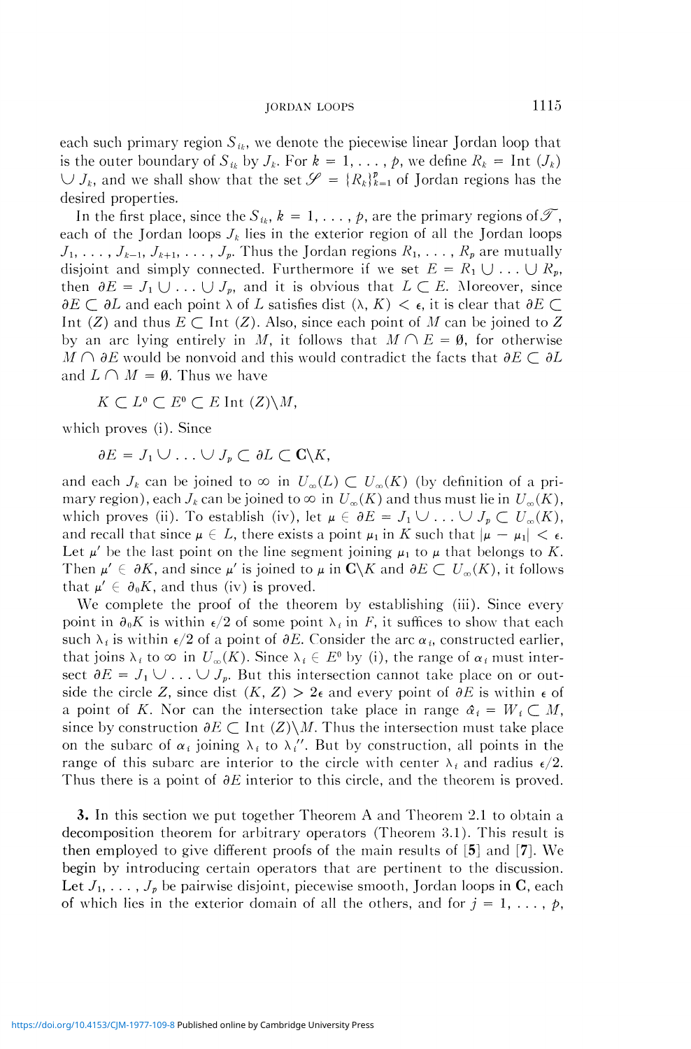each such primary region $S_{i_k}$, we denote the piecewise linear Jordan loop that is the outer boundary of $S_{i_k}$ by $J_k$. For $k = 1, \ldots, p$, we define $R_k = \text{Int}(J_k) \cup J_k$, and we shall show that the set $\mathscr{S} = \{R_k\}_{k=1}^{p}$ of Jordan regions has the desired properties.

In the first place, since the $S_{i_k}$, $k = 1, \ldots, p$, are the primary regions of $\mathscr{T}$, each of the Jordan loops $J_k$ lies in the exterior region of all the Jordan loops $J_1, \ldots, J_{k-1}, J_{k+1}, \ldots, J_p$. Thus the Jordan regions $R_1, \ldots, R_p$ are mutually disjoint and simply connected. Furthermore if we set $E = R_1 \cup \ldots \cup R_p$, then $\partial E = J_1 \cup \ldots \cup J_p$, and it is obvious that $L \subset E$. Moreover, since $\partial E \subset \partial L$ and each point $\lambda$ of $L$ satisfies dist $(\lambda, K) < \epsilon$, it is clear that $\partial E \subset \text{Int}(Z)$ and thus $E \subset \text{Int}(Z)$. Also, since each point of $M$ can be joined to $Z$ by an arc lying entirely in $M$, it follows that $M \cap E = \emptyset$, for otherwise $M \cap \partial E$ would be nonvoid and this would contradict the facts that $\partial E \subset \partial L$ and $L \cap M = \emptyset$. Thus we have

$$K \subset L^0 \subset E^0 \subset E \text{ Int}(Z)\backslash M,$$

which proves (i). Since

$$\partial E = J_1 \cup \ldots \cup J_p \subset \partial L \subset \mathbf{C}\backslash K,$$

and each $J_k$ can be joined to $\infty$ in $U_\infty(L) \subset U_\infty(K)$ (by definition of a primary region), each $J_k$ can be joined to $\infty$ in $U_\infty(K)$ and thus must lie in $U_\infty(K)$, which proves (ii). To establish (iv), let $\mu \in \partial E = J_1 \cup \ldots \cup J_p \subset U_\infty(K)$, and recall that since $\mu \in L$, there exists a point $\mu_1$ in $K$ such that $|\mu - \mu_1| < \epsilon$. Let $\mu'$ be the last point on the line segment joining $\mu_1$ to $\mu$ that belongs to $K$. Then $\mu' \in \partial K$, and since $\mu'$ is joined to $\mu$ in $\mathbf{C}\backslash K$ and $\partial E \subset U_\infty(K)$, it follows that $\mu' \in \partial_0 K$, and thus (iv) is proved.

We complete the proof of the theorem by establishing (iii). Since every point in $\partial_0 K$ is within $\epsilon/2$ of some point $\lambda_i$ in $F$, it suffices to show that each such $\lambda_i$ is within $\epsilon/2$ of a point of $\partial E$. Consider the arc $\alpha_i$, constructed earlier, that joins $\lambda_i$ to $\infty$ in $U_\infty(K)$. Since $\lambda_i \in E^0$ by (i), the range of $\alpha_i$ must intersect $\partial E = J_1 \cup \ldots \cup J_p$. But this intersection cannot take place on or outside the circle $Z$, since dist $(K, Z) > 2\epsilon$ and every point of $\partial E$ is within $\epsilon$ of a point of $K$. Nor can the intersection take place in range $\hat{\alpha}_i = W_i \subset M$, since by construction $\partial E \subset \text{Int}(Z)\backslash M$. Thus the intersection must take place on the subarc of $\alpha_i$ joining $\lambda_i$ to $\lambda_i''$. But by construction, all points in the range of this subarc are interior to the circle with center $\lambda_i$ and radius $\epsilon/2$. Thus there is a point of $\partial E$ interior to this circle, and the theorem is proved.

**3.** In this section we put together Theorem A and Theorem 2.1 to obtain a decomposition theorem for arbitrary operators (Theorem 3.1). This result is then employed to give different proofs of the main results of [**5**] and [**7**]. We begin by introducing certain operators that are pertinent to the discussion. Let $J_1, \ldots, J_p$ be pairwise disjoint, piecewise smooth, Jordan loops in $\mathbf{C}$, each of which lies in the exterior domain of all the others, and for $j = 1, \ldots, p$,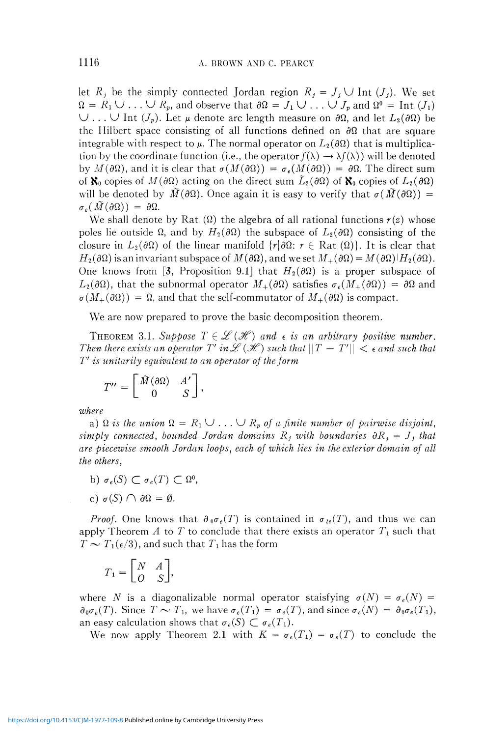let $R_j$ be the simply connected Jordan region $R_j = J_j \cup \text{Int}(J_j)$. We set $\Omega = R_1 \cup \ldots \cup R_p$, and observe that $\partial\Omega = J_1 \cup \ldots \cup J_p$ and $\Omega^0 = \text{Int}(J_1) \cup \ldots \cup \text{Int}(J_p)$. Let $\mu$ denote arc length measure on $\partial\Omega$, and let $L_2(\partial\Omega)$ be the Hilbert space consisting of all functions defined on $\partial\Omega$ that are square integrable with respect to $\mu$. The normal operator on $L_2(\partial\Omega)$ that is multiplication by the coordinate function (i.e., the operator $f(\lambda) \to \lambda f(\lambda)$) will be denoted by $M(\partial\Omega)$, and it is clear that $\sigma(M(\partial\Omega)) = \sigma_e(M(\partial\Omega)) = \partial\Omega$. The direct sum of $\aleph_0$ copies of $M(\partial\Omega)$ acting on the direct sum $\tilde{L}_2(\partial\Omega)$ of $\aleph_0$ copies of $L_2(\partial\Omega)$ will be denoted by $\tilde{M}(\partial\Omega)$. Once again it is easy to verify that $\sigma(\tilde{M}(\partial\Omega)) = \sigma_e(\tilde{M}(\partial\Omega)) = \partial\Omega$.

We shall denote by Rat $(\Omega)$ the algebra of all rational functions $r(z)$ whose poles lie outside $\Omega$, and by $H_2(\partial\Omega)$ the subspace of $L_2(\partial\Omega)$ consisting of the closure in $L_2(\partial\Omega)$ of the linear manifold $\{r|\partial\Omega: r \in \text{Rat}(\Omega)\}$. It is clear that $H_2(\partial\Omega)$ is an invariant subspace of $M(\partial\Omega)$, and we set $M_+(\partial\Omega) = M(\partial\Omega)|H_2(\partial\Omega)$. One knows from [**3**, Proposition 9.1] that $H_2(\partial\Omega)$ is a proper subspace of $L_2(\partial\Omega)$, that the subnormal operator $M_+(\partial\Omega)$ satisfies $\sigma_e(M_+(\partial\Omega)) = \partial\Omega$ and $\sigma(M_+(\partial\Omega)) = \Omega$, and that the self-commutator of $M_+(\partial\Omega)$ is compact.

We are now prepared to prove the basic decomposition theorem.

THEOREM 3.1. *Suppose $T \in \mathcal{L}(\mathcal{H})$ and $\epsilon$ is an arbitrary positive number. Then there exists an operator $T'$ in $\mathcal{L}(\mathcal{H})$ such that $\|T - T'\| < \epsilon$ and such that $T'$ is unitarily equivalent to an operator of the form*

$$T'' = \begin{bmatrix} \tilde{M}(\partial\Omega) & A' \\ 0 & S \end{bmatrix},$$

*where*

a) *$\Omega$ is the union $\Omega = R_1 \cup \ldots \cup R_p$ of a finite number of pairwise disjoint, simply connected, bounded Jordan domains $R_j$ with boundaries $\partial R_j = J_j$ that are piecewise smooth Jordan loops, each of which lies in the exterior domain of all the others,*

b) $\sigma_e(S) \subset \sigma_e(T) \subset \Omega^0$,

c) $\sigma(S) \cap \partial\Omega = \emptyset$.

*Proof.* One knows that $\partial_0\sigma_e(T)$ is contained in $\sigma_{le}(T)$, and thus we can apply Theorem $A$ to $T$ to conclude that there exists an operator $T_1$ such that $T \sim T_1(\epsilon/3)$, and such that $T_1$ has the form

$$T_1 = \begin{bmatrix} N & A \\ O & S \end{bmatrix},$$

where $N$ is a diagonalizable normal operator staisfying $\sigma(N) = \sigma_e(N) = \partial_0\sigma_e(T)$. Since $T \sim T_1$, we have $\sigma_e(T_1) = \sigma_e(T)$, and since $\sigma_e(N) = \partial_0\sigma_e(T_1)$, an easy calculation shows that $\sigma_e(S) \subset \sigma_e(T_1)$.

We now apply Theorem 2.1 with $K = \sigma_e(T_1) = \sigma_e(T)$ to conclude the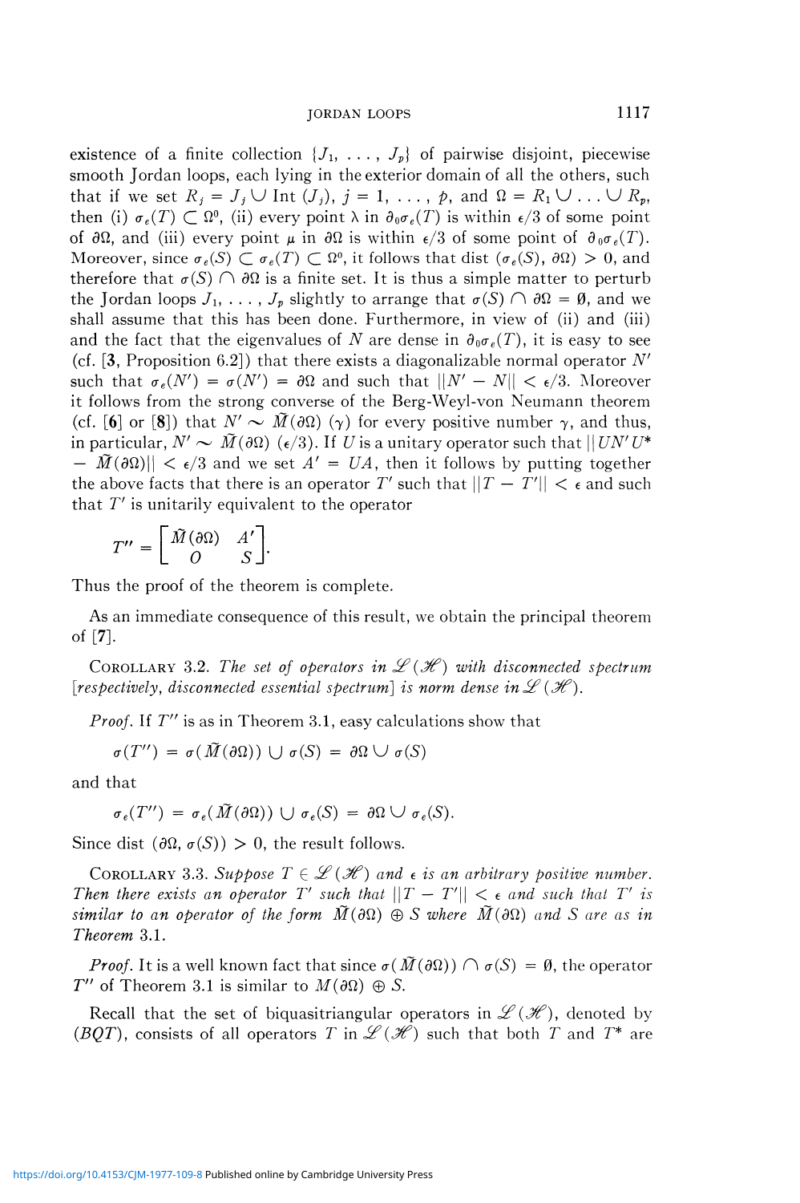existence of a finite collection $\{J_1, \ldots, J_p\}$ of pairwise disjoint, piecewise smooth Jordan loops, each lying in the exterior domain of all the others, such that if we set $R_j = J_j \cup \operatorname{Int}(J_j)$, $j = 1, \ldots, p$, and $\Omega = R_1 \cup \ldots \cup R_p$, then (i) $\sigma_e(T) \subset \Omega^0$, (ii) every point $\lambda$ in $\partial_0\sigma_e(T)$ is within $\epsilon/3$ of some point of $\partial\Omega$, and (iii) every point $\mu$ in $\partial\Omega$ is within $\epsilon/3$ of some point of $\partial_0\sigma_e(T)$. Moreover, since $\sigma_e(S) \subset \sigma_e(T) \subset \Omega^0$, it follows that $\operatorname{dist}(\sigma_e(S), \partial\Omega) > 0$, and therefore that $\sigma(S) \cap \partial\Omega$ is a finite set. It is thus a simple matter to perturb the Jordan loops $J_1, \ldots, J_p$ slightly to arrange that $\sigma(S) \cap \partial\Omega = \emptyset$, and we shall assume that this has been done. Furthermore, in view of (ii) and (iii) and the fact that the eigenvalues of $N$ are dense in $\partial_0\sigma_e(T)$, it is easy to see (cf. [**3**, Proposition 6.2]) that there exists a diagonalizable normal operator $N'$ such that $\sigma_e(N') = \sigma(N') = \partial\Omega$ and such that $\|N' - N\| < \epsilon/3$. Moreover it follows from the strong converse of the Berg-Weyl-von Neumann theorem (cf. [**6**] or [**8**]) that $N' \sim \tilde{M}(\partial\Omega)\ (\gamma)$ for every positive number $\gamma$, and thus, in particular, $N' \sim \tilde{M}(\partial\Omega)\ (\epsilon/3)$. If $U$ is a unitary operator such that $\|UN'U^* - \tilde{M}(\partial\Omega)\| < \epsilon/3$ and we set $A' = UA$, then it follows by putting together the above facts that there is an operator $T'$ such that $\|T - T'\| < \epsilon$ and such that $T'$ is unitarily equivalent to the operator

$$T'' = \begin{bmatrix} \tilde{M}(\partial\Omega) & A' \\ O & S \end{bmatrix}.$$

Thus the proof of the theorem is complete.

As an immediate consequence of this result, we obtain the principal theorem of [**7**].

COROLLARY 3.2. *The set of operators in $\mathcal{L}(\mathcal{H})$ with disconnected spectrum [respectively, disconnected essential spectrum] is norm dense in $\mathcal{L}(\mathcal{H})$.*

*Proof.* If $T''$ is as in Theorem 3.1, easy calculations show that

$$\sigma(T'') = \sigma(\tilde{M}(\partial\Omega)) \cup \sigma(S) = \partial\Omega \cup \sigma(S)$$

and that

$$\sigma_e(T'') = \sigma_e(\tilde{M}(\partial\Omega)) \cup \sigma_e(S) = \partial\Omega \cup \sigma_e(S).$$

Since $\operatorname{dist}(\partial\Omega, \sigma(S)) > 0$, the result follows.

COROLLARY 3.3. *Suppose $T \in \mathcal{L}(\mathcal{H})$ and $\epsilon$ is an arbitrary positive number. Then there exists an operator $T'$ such that $\|T - T'\| < \epsilon$ and such that $T'$ is similar to an operator of the form $\tilde{M}(\partial\Omega) \oplus S$ where $\tilde{M}(\partial\Omega)$ and $S$ are as in Theorem 3.1.*

*Proof.* It is a well known fact that since $\sigma(\tilde{M}(\partial\Omega)) \cap \sigma(S) = \emptyset$, the operator $T''$ of Theorem 3.1 is similar to $M(\partial\Omega) \oplus S$.

Recall that the set of biquasitriangular operators in $\mathcal{L}(\mathcal{H})$, denoted by $(BQT)$, consists of all operators $T$ in $\mathcal{L}(\mathcal{H})$ such that both $T$ and $T^*$ are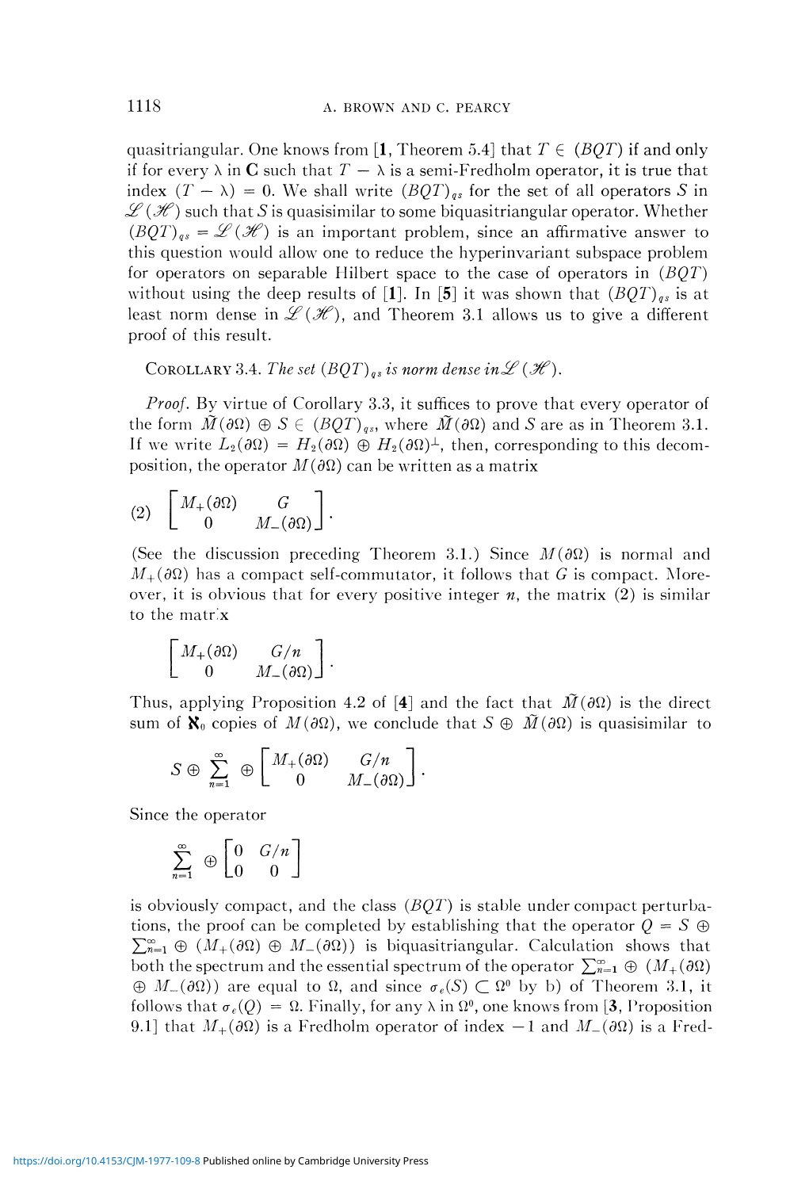quasitriangular. One knows from [**1**, Theorem 5.4] that $T \in (BQT)$ if and only if for every $\lambda$ in $\mathbf{C}$ such that $T - \lambda$ is a semi-Fredholm operator, it is true that index $(T - \lambda) = 0$. We shall write $(BQT)_{qs}$ for the set of all operators $S$ in $\mathscr{L}(\mathscr{H})$ such that $S$ is quasisimilar to some biquasitriangular operator. Whether $(BQT)_{qs} = \mathscr{L}(\mathscr{H})$ is an important problem, since an affirmative answer to this question would allow one to reduce the hyperinvariant subspace problem for operators on separable Hilbert space to the case of operators in $(BQT)$ without using the deep results of [**1**]. In [**5**] it was shown that $(BQT)_{qs}$ is at least norm dense in $\mathscr{L}(\mathscr{H})$, and Theorem 3.1 allows us to give a different proof of this result.

COROLLARY 3.4. *The set $(BQT)_{qs}$ is norm dense in $\mathscr{L}(\mathscr{H})$.*

*Proof.* By virtue of Corollary 3.3, it suffices to prove that every operator of the form $\tilde{M}(\partial\Omega) \oplus S \in (BQT)_{qs}$, where $\tilde{M}(\partial\Omega)$ and $S$ are as in Theorem 3.1. If we write $L_2(\partial\Omega) = H_2(\partial\Omega) \oplus H_2(\partial\Omega)^{\perp}$, then, corresponding to this decomposition, the operator $M(\partial\Omega)$ can be written as a matrix

$$(2) \quad \begin{bmatrix} M_+(\partial\Omega) & G \\ 0 & M_-(\partial\Omega) \end{bmatrix}.$$

(See the discussion preceding Theorem 3.1.) Since $M(\partial\Omega)$ is normal and $M_+(\partial\Omega)$ has a compact self-commutator, it follows that $G$ is compact. Moreover, it is obvious that for every positive integer $n$, the matrix (2) is similar to the matrix

$$\begin{bmatrix} M_+(\partial\Omega) & G/n \\ 0 & M_-(\partial\Omega) \end{bmatrix}.$$

Thus, applying Proposition 4.2 of [**4**] and the fact that $\tilde{M}(\partial\Omega)$ is the direct sum of $\aleph_0$ copies of $M(\partial\Omega)$, we conclude that $S \oplus \tilde{M}(\partial\Omega)$ is quasisimilar to

$$S \oplus \sum_{n=1}^{\infty} \oplus \begin{bmatrix} M_+(\partial\Omega) & G/n \\ 0 & M_-(\partial\Omega) \end{bmatrix}.$$

Since the operator

$$\sum_{n=1}^{\infty} \oplus \begin{bmatrix} 0 & G/n \\ 0 & 0 \end{bmatrix}$$

is obviously compact, and the class $(BQT)$ is stable under compact perturbations, the proof can be completed by establishing that the operator $Q = S \oplus \sum_{n=1}^{\infty} \oplus (M_+(\partial\Omega) \oplus M_-(\partial\Omega))$ is biquasitriangular. Calculation shows that both the spectrum and the essential spectrum of the operator $\sum_{n=1}^{\infty} \oplus (M_+(\partial\Omega) \oplus M_-(\partial\Omega))$ are equal to $\Omega$, and since $\sigma_e(S) \subset \Omega^0$ by b) of Theorem 3.1, it follows that $\sigma_e(Q) = \Omega$. Finally, for any $\lambda$ in $\Omega^0$, one knows from [**3**, Proposition 9.1] that $M_+(\partial\Omega)$ is a Fredholm operator of index $-1$ and $M_-(\partial\Omega)$ is a Fred-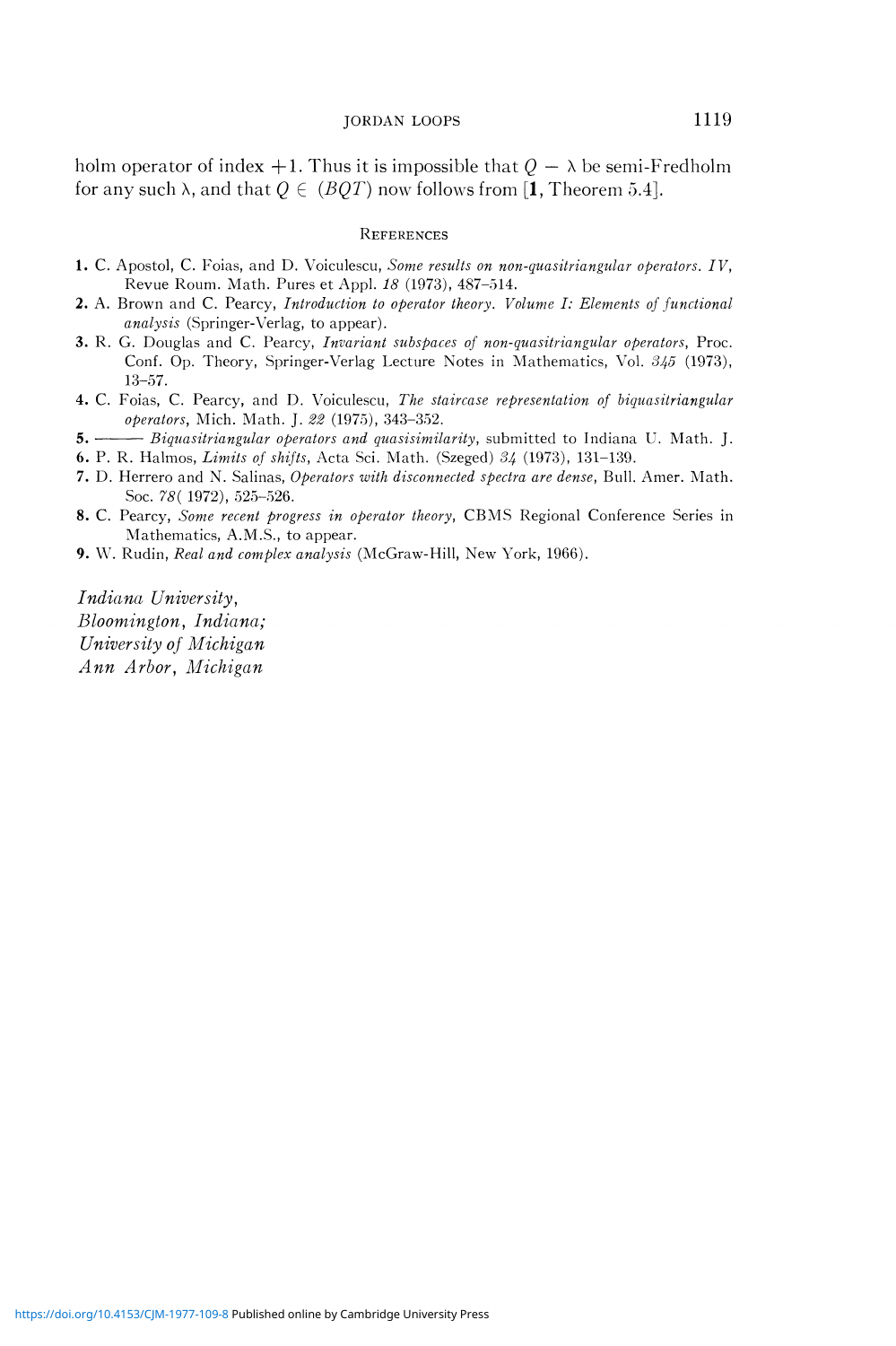holm operator of index $+1$. Thus it is impossible that $Q - \lambda$ be semi-Fredholm for any such $\lambda$, and that $Q \in (BQT)$ now follows from [**1**, Theorem 5.4].

## References

1. C. Apostol, C. Foias, and D. Voiculescu, *Some results on non-quasitriangular operators. IV*, Revue Roum. Math. Pures et Appl. *18* (1973), 487–514.
2. A. Brown and C. Pearcy, *Introduction to operator theory. Volume I: Elements of functional analysis* (Springer-Verlag, to appear).
3. R. G. Douglas and C. Pearcy, *Invariant subspaces of non-quasitriangular operators*, Proc. Conf. Op. Theory, Springer-Verlag Lecture Notes in Mathematics, Vol. *345* (1973), 13–57.
4. C. Foias, C. Pearcy, and D. Voiculescu, *The staircase representation of biquasitriangular operators*, Mich. Math. J. *22* (1975), 343–352.
5. ——— *Biquasitriangular operators and quasisimilarity*, submitted to Indiana U. Math. J.
6. P. R. Halmos, *Limits of shifts*, Acta Sci. Math. (Szeged) *34* (1973), 131–139.
7. D. Herrero and N. Salinas, *Operators with disconnected spectra are dense*, Bull. Amer. Math. Soc. *78* ( 1972), 525–526.
8. C. Pearcy, *Some recent progress in operator theory*, CBMS Regional Conference Series in Mathematics, A.M.S., to appear.
9. W. Rudin, *Real and complex analysis* (McGraw-Hill, New York, 1966).

*Indiana University,*
*Bloomington, Indiana;*
*University of Michigan*
*Ann Arbor, Michigan*